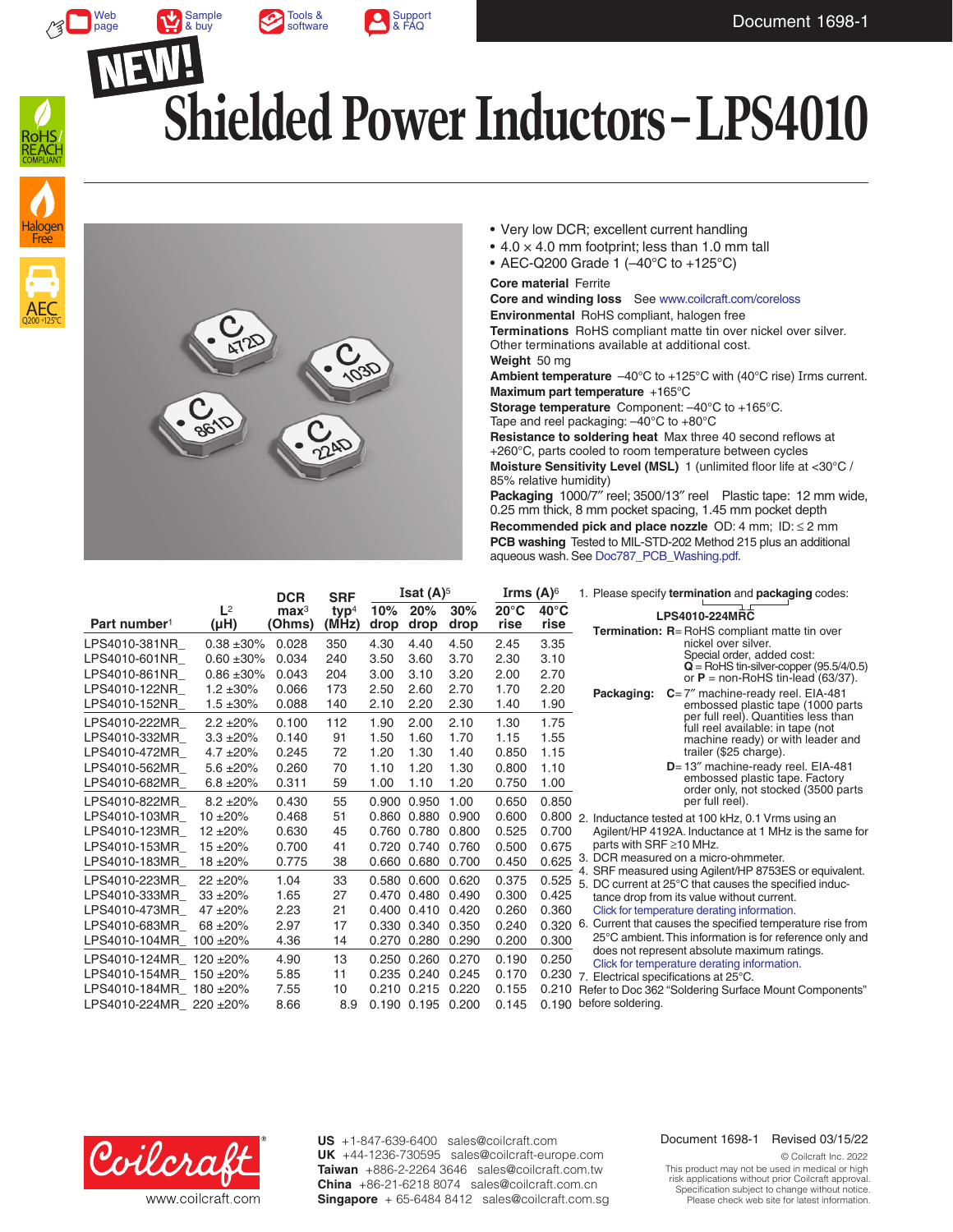Document 1698-1

NEW!

# Shielded Power Inductors – LPS4010

- Very low DCR; excellent current handling
- 4.0 × 4.0 mm footprint; less than 1.0 mm tall
- AEC-Q200 Grade 1 (–40°C to +125°C)

**Core material** Ferrite

**Core and winding loss** See www.coilcraft.com/coreloss

**Environmental** RoHS compliant, halogen free

**Terminations** RoHS compliant matte tin over nickel over silver. Other terminations available at additional cost.

**Weight** 50 mg

**Ambient temperature** –40°C to +125°C with (40°C rise) Irms current.

**Maximum part temperature** +165°C

**Storage temperature** Component: –40°C to +165°C. Tape and reel packaging: –40°C to +80°C

**Resistance to soldering heat** Max three 40 second reflows at +260°C, parts cooled to room temperature between cycles

**Moisture Sensitivity Level (MSL)** 1 (unlimited floor life at <30°C / 85% relative humidity)

**Packaging** 1000/7″ reel; 3500/13″ reel Plastic tape: 12 mm wide, 0.25 mm thick, 8 mm pocket spacing, 1.45 mm pocket depth

**Recommended pick and place nozzle** OD: 4 mm; ID: ≤ 2 mm

**PCB washing** Tested to MIL-STD-202 Method 215 plus an additional aqueous wash. See Doc787_PCB_Washing.pdf.

| Part number[1] | L[2] (µH) | DCR max[3] (Ohms) | SRF typ[4] (MHz) | Isat (A)[5] 10% drop | Isat (A)[5] 20% drop | Isat (A)[5] 30% drop | Irms (A)[6] 20°C rise | Irms (A)[6] 40°C rise |
|---|---|---|---|---|---|---|---|---|
| LPS4010-381NR_ | 0.38 ±30% | 0.028 | 350 | 4.30 | 4.40 | 4.50 | 2.45 | 3.35 |
| LPS4010-601NR_ | 0.60 ±30% | 0.034 | 240 | 3.50 | 3.60 | 3.70 | 2.30 | 3.10 |
| LPS4010-861NR_ | 0.86 ±30% | 0.043 | 204 | 3.00 | 3.10 | 3.20 | 2.00 | 2.70 |
| LPS4010-122NR_ | 1.2 ±30% | 0.066 | 173 | 2.50 | 2.60 | 2.70 | 1.70 | 2.20 |
| LPS4010-152NR_ | 1.5 ±30% | 0.088 | 140 | 2.10 | 2.20 | 2.30 | 1.40 | 1.90 |
| LPS4010-222MR_ | 2.2 ±20% | 0.100 | 112 | 1.90 | 2.00 | 2.10 | 1.30 | 1.75 |
| LPS4010-332MR_ | 3.3 ±20% | 0.140 | 91 | 1.50 | 1.60 | 1.70 | 1.15 | 1.55 |
| LPS4010-472MR_ | 4.7 ±20% | 0.245 | 72 | 1.20 | 1.30 | 1.40 | 0.850 | 1.15 |
| LPS4010-562MR_ | 5.6 ±20% | 0.260 | 70 | 1.10 | 1.20 | 1.30 | 0.800 | 1.10 |
| LPS4010-682MR_ | 6.8 ±20% | 0.311 | 59 | 1.00 | 1.10 | 1.20 | 0.750 | 1.00 |
| LPS4010-822MR_ | 8.2 ±20% | 0.430 | 55 | 0.900 | 0.950 | 1.00 | 0.650 | 0.850 |
| LPS4010-103MR_ | 10 ±20% | 0.468 | 51 | 0.860 | 0.880 | 0.900 | 0.600 | 0.800 |
| LPS4010-123MR_ | 12 ±20% | 0.630 | 45 | 0.760 | 0.780 | 0.800 | 0.525 | 0.700 |
| LPS4010-153MR_ | 15 ±20% | 0.700 | 41 | 0.720 | 0.740 | 0.760 | 0.500 | 0.675 |
| LPS4010-183MR_ | 18 ±20% | 0.775 | 38 | 0.660 | 0.680 | 0.700 | 0.450 | 0.625 |
| LPS4010-223MR_ | 22 ±20% | 1.04 | 33 | 0.580 | 0.600 | 0.620 | 0.375 | 0.525 |
| LPS4010-333MR_ | 33 ±20% | 1.65 | 27 | 0.470 | 0.480 | 0.490 | 0.300 | 0.425 |
| LPS4010-473MR_ | 47 ±20% | 2.23 | 21 | 0.400 | 0.410 | 0.420 | 0.260 | 0.360 |
| LPS4010-683MR_ | 68 ±20% | 2.97 | 17 | 0.330 | 0.340 | 0.350 | 0.240 | 0.320 |
| LPS4010-104MR_ | 100 ±20% | 4.36 | 14 | 0.270 | 0.280 | 0.290 | 0.200 | 0.300 |
| LPS4010-124MR_ | 120 ±20% | 4.90 | 13 | 0.250 | 0.260 | 0.270 | 0.190 | 0.250 |
| LPS4010-154MR_ | 150 ±20% | 5.85 | 11 | 0.235 | 0.240 | 0.245 | 0.170 | 0.230 |
| LPS4010-184MR_ | 180 ±20% | 7.55 | 10 | 0.210 | 0.215 | 0.220 | 0.155 | 0.210 |
| LPS4010-224MR_ | 220 ±20% | 8.66 | 8.9 | 0.190 | 0.195 | 0.200 | 0.145 | 0.190 |

1. Please specify **termination** and **packaging** codes:

   **LPS4010-224MRC**

   **Termination:** **R**= RoHS compliant matte tin over nickel over silver. Special order, added cost: **Q** = RoHS tin-silver-copper (95.5/4/0.5) or **P** = non-RoHS tin-lead (63/37).

   **Packaging:** **C**= 7″ machine-ready reel. EIA-481 embossed plastic tape (1000 parts per full reel). Quantities less than full reel available: in tape (not machine ready) or with leader and trailer ($25 charge).
   **D**= 13″ machine-ready reel. EIA-481 embossed plastic tape. Factory order only, not stocked (3500 parts per full reel).
2. Inductance tested at 100 kHz, 0.1 Vrms using an Agilent/HP 4192A. Inductance at 1 MHz is the same for parts with SRF ≥10 MHz.
3. DCR measured on a micro-ohmmeter.
4. SRF measured using Agilent/HP 8753ES or equivalent.
5. DC current at 25°C that causes the specified inductance drop from its value without current. Click for temperature derating information.
6. Current that causes the specified temperature rise from 25°C ambient. This information is for reference only and does not represent absolute maximum ratings. Click for temperature derating information.
7. Electrical specifications at 25°C.

Refer to Doc 362 “Soldering Surface Mount Components” before soldering.

Coilcraft® www.coilcraft.com

**US** +1-847-639-6400 sales@coilcraft.com
**UK** +44-1236-730595 sales@coilcraft-europe.com
**Taiwan** +886-2-2264 3646 sales@coilcraft.com.tw
**China** +86-21-6218 8074 sales@coilcraft.com.cn
**Singapore** + 65-6484 8412 sales@coilcraft.com.sg

Document 1698-1 Revised 03/15/22

© Coilcraft Inc. 2022
This product may not be used in medical or high risk applications without prior Coilcraft approval. Specification subject to change without notice. Please check web site for latest information.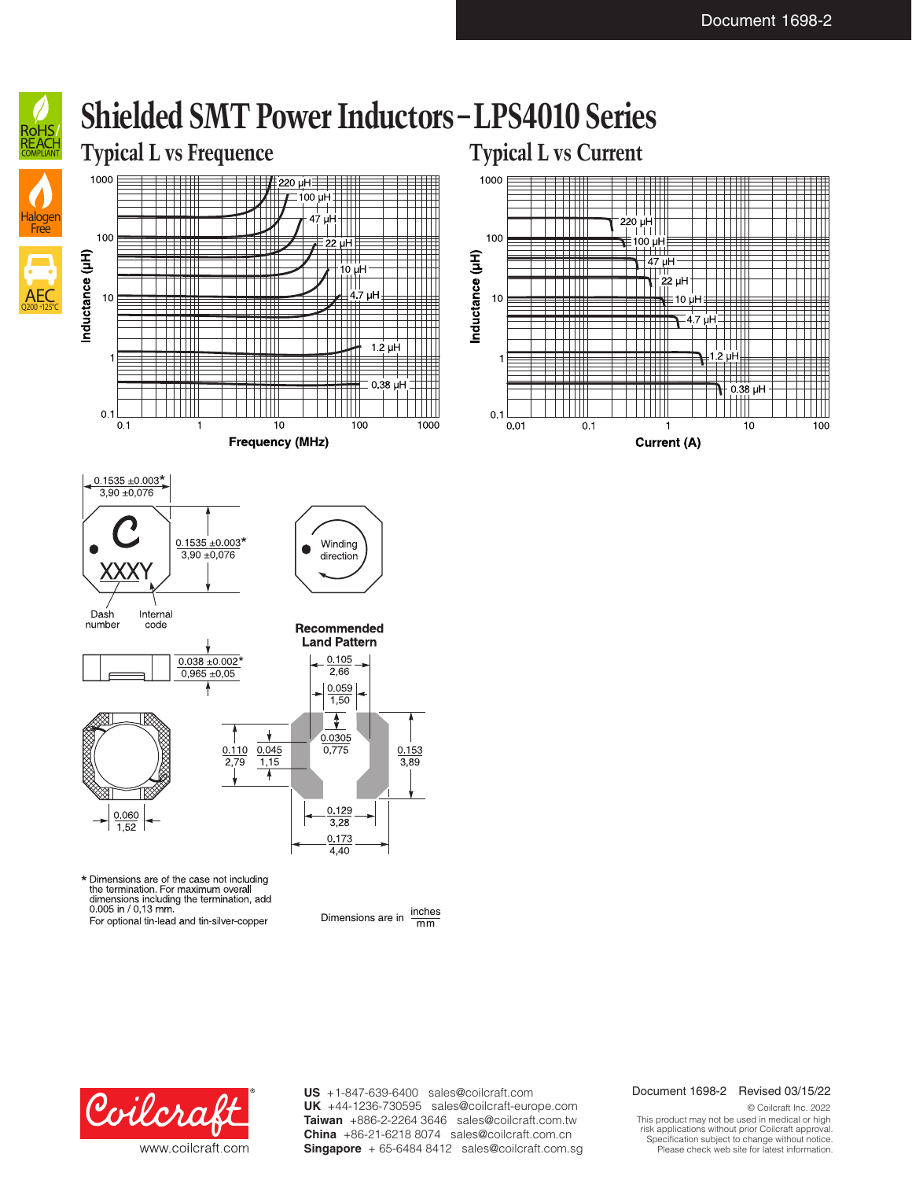# Shielded SMT Power Inductors – LPS4010 Series

## Typical L vs Frequence

1000
100
10
1
0.1

Inductance (µH)

0.1 1 10 100 1000

Frequency (MHz)

220 µH
100 µH
47 µH
22 µH
10 µH
4.7 µH
1.2 µH
0.38 µH

## Typical L vs Current

1000
100
10
1
0.1

Inductance (µH)

0.01 0.1 1 10 100

Current (A)

220 µH
100 µH
47 µH
22 µH
10 µH
4.7 µH
1.2 µH
0.38 µH

0.1535 ±0.003*
3,90 ±0,076

0.1535 ±0.003*
3,90 ±0,076

C
XXXY

Dash number
Internal code

Winding direction

0.038 ±0.002*
0,965 ±0,05

0.060
1,52

**Recommended Land Pattern**

0.105
2,66

0.059
1,50

0.0305
0,775

0.110
2,79

0.045
1,15

0.153
3,89

0.129
3,28

0.173
4,40

* Dimensions are of the case not including the termination. For maximum overall dimensions including the termination, add 0.005 in / 0,13 mm.
For optional tin-lead and tin-silver-copper

Dimensions are in inches / mm

**US** +1-847-639-6400 sales@coilcraft.com
**UK** +44-1236-730595 sales@coilcraft-europe.com
**Taiwan** +886-2-2264 3646 sales@coilcraft.com.tw
**China** +86-21-6218 8074 sales@coilcraft.com.cn
**Singapore** + 65-6484 8412 sales@coilcraft.com.sg

www.coilcraft.com

Document 1698-2 Revised 03/15/22

© Coilcraft Inc. 2022
This product may not be used in medical or high risk applications without prior Coilcraft approval.
Specification subject to change without notice.
Please check web site for latest information.